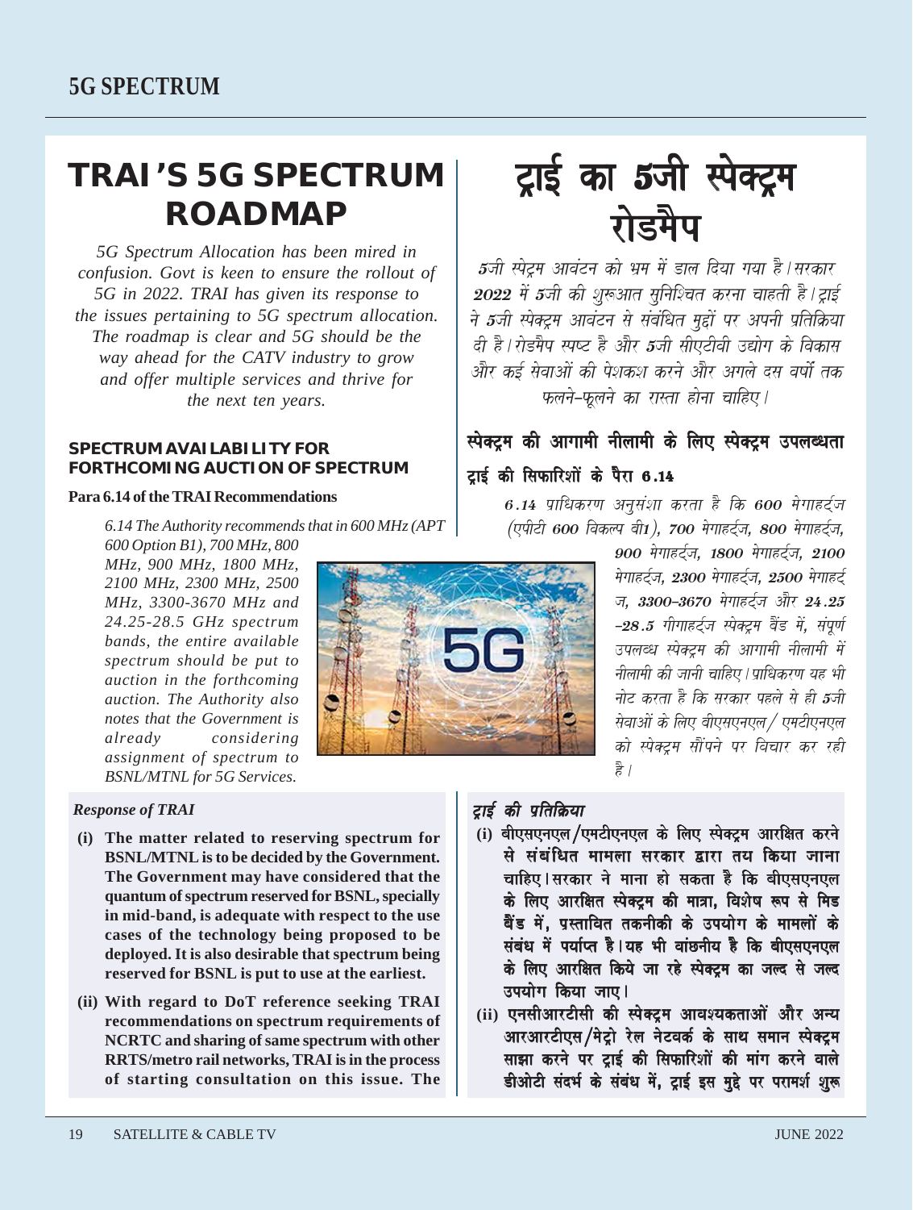## 5G SPECTRUM

# TRAI'S 5G SPECTRUM ROADMAP

*5G Spectrum Allocation has been mired in confusion. Govt is keen to ensure the rollout of 5G in 2022. TRAI has given its response to the issues pertaining to 5G spectrum allocation. The roadmap is clear and 5G should be the way ahead for the CATV industry to grow and offer multiple services and thrive for the next ten years.*

### SPECTRUM AVAILABILITY FOR FORTHCOMING AUCTION OF SPECTRUM

**Para 6.14 of the TRAI Recommendations**

*6.14 The Authority recommends that in 600 MHz (APT 600 Option B1), 700 MHz, 800 MHz, 900 MHz, 1800 MHz, 2100 MHz, 2300 MHz, 2500 MHz, 3300-3670 MHz and 24.25-28.5 GHz spectrum bands, the entire available spectrum should be put to auction in the forthcoming auction. The Authority also notes that the Government is already considering assignment of spectrum to BSNL/MTNL for 5G Services.*

*Response of TRAI*

**(i) The matter related to reserving spectrum for BSNL/MTNL is to be decided by the Government. The Government may have considered that the quantum of spectrum reserved for BSNL, specially in mid-band, is adequate with respect to the use cases of the technology being proposed to be deployed. It is also desirable that spectrum being reserved for BSNL is put to use at the earliest.**

**(ii) With regard to DoT reference seeking TRAI recommendations on spectrum requirements of NCRTC and sharing of same spectrum with other RRTS/metro rail networks, TRAI is in the process of starting consultation on this issue. The**

# ट्राई का 5जी स्पेक्ट्रम रोडमैप

*5जी स्पेट्रम आवंटन को भ्रम में डाल दिया गया है। सरकार 2022 में 5जी की शुरूआत सुनिश्चित करना चाहती है। ट्राई ने 5जी स्पेक्ट्रम आवंटन से संबंधित मुद्दों पर अपनी प्रतिक्रिया दी है। रोडमैप स्पष्ट है और 5जी सीएटीवी उद्योग के विकास और कई सेवाओं की पेशकश करने और अगले दस वर्षों तक फलने-फूलने का रास्ता होना चाहिए।*

### स्पेक्ट्रम की आगामी नीलामी के लिए स्पेक्ट्रम उपलब्धता

**ट्राई की सिफारिशों के पैरा 6.14**

*6.14 प्राधिकरण अनुसंशा करता है कि 600 मेगाहर्ट्ज (एपीटी 600 विकल्प बी1), 700 मेगाहर्ट्ज, 800 मेगाहर्ट्ज, 900 मेगाहर्ट्ज, 1800 मेगाहर्ट्ज, 2100 मेगाहर्ट्ज, 2300 मेगाहर्ट्ज, 2500 मेगाहर्ट्ज, 3300-3670 मेगाहर्ट्ज और 24.25-28.5 गीगाहर्ट्ज स्पेक्ट्रम बैंड में, संपूर्ण उपलब्ध स्पेक्ट्रम की आगामी नीलामी में नीलामी की जानी चाहिए। प्राधिकरण यह भी नोट करता है कि सरकार पहले से ही 5जी सेवाओं के लिए बीएसएनएल/ एमटीएनएल को स्पेक्ट्रम सौंपने पर विचार कर रही है।*

*ट्राई की प्रतिक्रिया*

**(i) बीएसएनएल/एमटीएनएल के लिए स्पेक्ट्रम आरक्षित करने से संबंधित मामला सरकार द्वारा तय किया जाना चाहिए। सरकार ने माना हो सकता है कि बीएसएनएल के लिए आरक्षित स्पेक्ट्रम की मात्रा, विशेष रूप से मिड बैंड में, प्रस्तावित तकनीकी के उपयोग के मामलों के संबंध में पर्याप्त है। यह भी वांछनीय है कि बीएसएनएल के लिए आरक्षित किये जा रहे स्पेक्ट्रम का जल्द से जल्द उपयोग किया जाए।**

**(ii) एनसीआरटीसी की स्पेक्ट्रम आवश्यकताओं और अन्य आरआरटीएस/मेट्रो रेल नेटवर्क के साथ समान स्पेक्ट्रम साझा करने पर ट्राई की सिफारिशों की मांग करने वाले डीओटी संदर्भ के संबंध में, ट्राई इस मुद्दे पर परामर्श शुरू**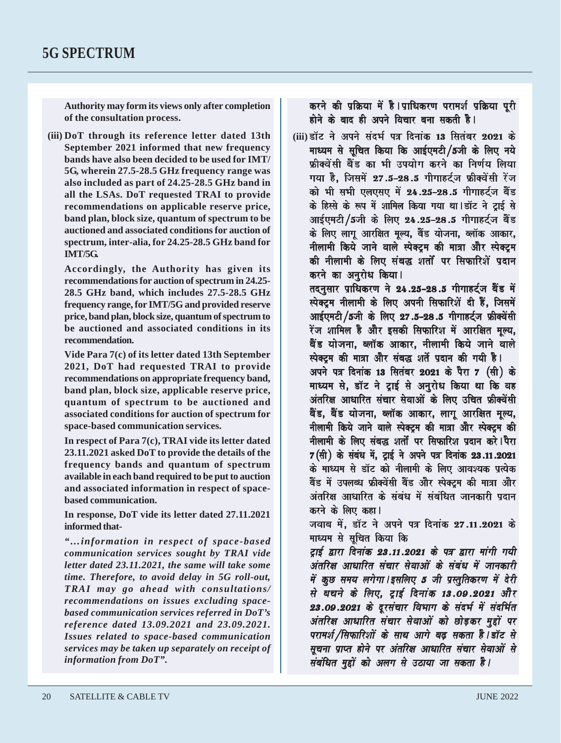**Authority may form its views only after completion of the consultation process.**

**(iii) DoT through its reference letter dated 13th September 2021 informed that new frequency bands have also been decided to be used for IMT/5G, wherein 27.5-28.5 GHz frequency range was also included as part of 24.25-28.5 GHz band in all the LSAs. DoT requested TRAI to provide recommendations on applicable reserve price, band plan, block size, quantum of spectrum to be auctioned and associated conditions for auction of spectrum, inter-alia, for 24.25-28.5 GHz band for IMT/5G.**

**Accordingly, the Authority has given its recommendations for auction of spectrum in 24.25-28.5 GHz band, which includes 27.5-28.5 GHz frequency range, for IMT/5G and provided reserve price, band plan, block size, quantum of spectrum to be auctioned and associated conditions in its recommendation.**

**Vide Para 7(c) of its letter dated 13th September 2021, DoT had requested TRAI to provide recommendations on appropriate frequency band, band plan, block size, applicable reserve price, quantum of spectrum to be auctioned and associated conditions for auction of spectrum for space-based communication services.**

**In respect of Para 7(c), TRAI vide its letter dated 23.11.2021 asked DoT to provide the details of the frequency bands and quantum of spectrum available in each band required to be put to auction and associated information in respect of space-based communication.**

**In response, DoT vide its letter dated 27.11.2021 informed that-**

***"...information in respect of space-based communication services sought by TRAI vide letter dated 23.11.2021, the same will take some time. Therefore, to avoid delay in 5G roll-out, TRAI may go ahead with consultations/recommendations on issues excluding space-based communication services referred in DoT's reference dated 13.09.2021 and 23.09.2021. Issues related to space-based communication services may be taken up separately on receipt of information from DoT".***

**करने की प्रक्रिया में है। प्राधिकरण परामर्श प्रक्रिया पूरी होने के बाद ही अपने विचार बना सकती है।**

**(iii) डॉट ने अपने संदर्भ पत्र दिनांक 13 सितंबर 2021 के माध्यम से सूचित किया कि आईएमटी/5जी के लिए नये फ्रीक्वेंसी बैंड का भी उपयोग करने का निर्णय लिया गया है, जिसमें 27.5-28.5 गीगाहर्ट्ज फ्रीक्वेंसी रेंज को भी सभी एलएसए में 24.25-28.5 गीगाहर्ट्ज बैंड के हिस्से के रूप में शामिल किया गया था। डॉट ने ट्राई से आईएमटी/5जी के लिए 24.25-28.5 गीगाहर्ट्ज बैंड के लिए लागू आरक्षित मूल्य, बैंड योजना, ब्लॉक आकार, नीलामी किये जाने वाले स्पेक्ट्रम की मात्रा और स्पेक्ट्रम की नीलामी के लिए संबद्ध शर्तों पर सिफारिशें प्रदान करने का अनुरोध किया।**

**तदनुसार प्राधिकरण ने 24.25-28.5 गीगाहर्ट्ज बैंड में स्पेक्ट्रम नीलामी के लिए अपनी सिफारिशें दी हैं, जिसमें आईएमटी/5जी के लिए 27.5-28.5 गीगाहर्ट्ज फ्रीक्वेंसी रेंज शामिल है और इसकी सिफारिश में आरक्षित मूल्य, बैंड योजना, ब्लॉक आकार, नीलामी किये जाने वाले स्पेक्ट्रम की मात्रा और संबद्ध शर्तें प्रदान की गयी है।**

**अपने पत्र दिनांक 13 सितंबर 2021 के पैरा 7 (सी) के माध्यम से, डॉट ने ट्राई से अनुरोध किया था कि वह अंतरिक्ष आधारित संचार सेवाओं के लिए उचित फ्रीक्वेंसी बैंड, बैंड योजना, ब्लॉक आकार, लागू आरक्षित मूल्य, नीलामी किये जाने वाले स्पेक्ट्रम की मात्रा और स्पेक्ट्रम की नीलामी के लिए संबद्ध शर्तों पर सिफारिश प्रदान करे। पैरा 7(सी) के संबंध में, ट्राई ने अपने पत्र दिनांक 23.11.2021 के माध्यम से डॉट को नीलामी के लिए आवश्यक प्रत्येक बैंड में उपलब्ध फ्रीक्वेंसी बैंड और स्पेक्ट्रम की मात्रा और अंतरिक्ष आधारित के संबंध में संबंधित जानकारी प्रदान करने के लिए कहा।**

**जवाब में, डॉट ने अपने पत्र दिनांक 27.11.2021 के माध्यम से सूचित किया कि**

***ट्राई द्वारा दिनांक 23.11.2021 के पत्र द्वारा मांगी गयी अंतरिक्ष आधारित संचार सेवाओं के संबंध में जानकारी में कुछ समय लगेगा। इसलिए 5 जी प्रस्तुतिकरण में देरी से बचने के लिए, ट्राई दिनांक 13.09.2021 और 23.09.2021 के दूरसंचार विभाग के संदर्भ में संदर्भित अंतरिक्ष आधारित संचार सेवाओं को छोड़कर मुद्दों पर परामर्श/सिफारिशों के साथ आगे बढ़ सकता है। डॉट से सूचना प्राप्त होने पर अंतरिक्ष आधारित संचार सेवाओं से संबंधित मुद्दों को अलग से उठाया जा सकता है।***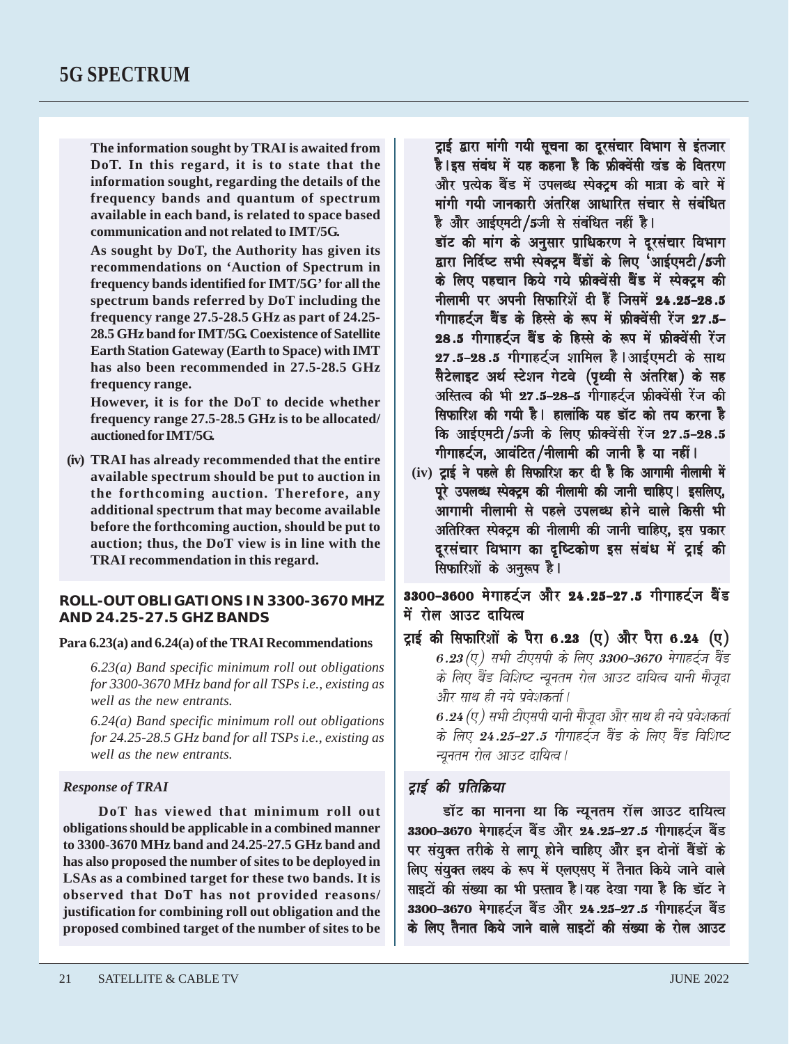# 5G SPECTRUM

The information sought by TRAI is awaited from DoT. In this regard, it is to state that the information sought, regarding the details of the frequency bands and quantum of spectrum available in each band, is related to space based communication and not related to IMT/5G.

As sought by DoT, the Authority has given its recommendations on 'Auction of Spectrum in frequency bands identified for IMT/5G' for all the spectrum bands referred by DoT including the frequency range 27.5-28.5 GHz as part of 24.25-28.5 GHz band for IMT/5G. Coexistence of Satellite Earth Station Gateway (Earth to Space) with IMT has also been recommended in 27.5-28.5 GHz frequency range.

However, it is for the DoT to decide whether frequency range 27.5-28.5 GHz is to be allocated/ auctioned for IMT/5G.

(iv) TRAI has already recommended that the entire available spectrum should be put to auction in the forthcoming auction. Therefore, any additional spectrum that may become available before the forthcoming auction, should be put to auction; thus, the DoT view is in line with the TRAI recommendation in this regard.

## ROLL-OUT OBLIGATIONS IN 3300-3670 MHZ AND 24.25-27.5 GHZ BANDS

**Para 6.23(a) and 6.24(a) of the TRAI Recommendations**

*6.23(a) Band specific minimum roll out obligations for 3300-3670 MHz band for all TSPs i.e., existing as well as the new entrants.*

*6.24(a) Band specific minimum roll out obligations for 24.25-28.5 GHz band for all TSPs i.e., existing as well as the new entrants.*

### *Response of TRAI*

DoT has viewed that minimum roll out obligations should be applicable in a combined manner to 3300-3670 MHz band and 24.25-27.5 GHz band and has also proposed the number of sites to be deployed in LSAs as a combined target for these two bands. It is observed that DoT has not provided reasons/ justification for combining roll out obligation and the proposed combined target of the number of sites to be

ट्राई द्वारा मांगी गयी सूचना का दूरसंचार विभाग से इंतजार है।इस संबंध में यह कहना है कि फ्रीक्वेंसी खंड के वितरण और प्रत्येक बैंड में उपलब्ध स्पेक्ट्रम की मात्रा के बारे में मांगी गयी जानकारी अंतरिक्ष आधारित संचार से संबंधित है और आईएमटी/5जी से संबंधित नहीं है।

डॉट की मांग के अनुसार प्राधिकरण ने दूरसंचार विभाग द्वारा निर्दिष्ट सभी स्पेक्ट्रम बैंडों के लिए 'आईएमटी/5जी के लिए पहचान किये गये फ्रीक्वेंसी बैंड में स्पेक्ट्रम की नीलामी पर अपनी सिफारिशें दी हैं जिसमें 24.25–28.5 गीगाहर्ट्ज बैंड के हिस्से के रूप में फ्रीक्वेंसी रेंज 27.5–28.5 गीगाहर्ट्ज बैंड के हिस्से के रूप में फ्रीक्वेंसी रेंज 27.5–28.5 गीगाहर्ट्ज शामिल है।आईएमटी के साथ सैटेलाइट अर्थ स्टेशन गेटवे (पृथ्वी से अंतरिक्ष) के सह अस्तित्व की भी 27.5–28–5 गीगाहर्ट्ज फ्रीक्वेंसी रेंज की सिफारिश की गयी है। हालांकि यह डॉट को तय करना है कि आईएमटी/5जी के लिए फ्रीक्वेंसी रेंज 27.5–28.5 गीगाहर्ट्ज, आवंटित/नीलामी की जानी है या नहीं।

(iv) ट्राई ने पहले ही सिफारिश कर दी है कि आगामी नीलामी में पूरे उपलब्ध स्पेक्ट्रम की नीलामी की जानी चाहिए। इसलिए, आगामी नीलामी से पहले उपलब्ध होने वाले किसी भी अतिरिक्त स्पेक्ट्रम की नीलामी की जानी चाहिए, इस प्रकार दूरसंचार विभाग का दृष्टिकोण इस संबंध में ट्राई की सिफारिशों के अनुरूप है।

## 3300–3600 मेगाहर्ट्ज और 24.25–27.5 गीगाहर्ट्ज बैंड में रोल आउट दायित्व

**ट्राई की सिफारिशों के पैरा 6.23 (ए) और पैरा 6.24 (ए)**

*6.23(ए) सभी टीएसपी के लिए 3300–3670 मेगाहर्ट्ज बैंड के लिए बैंड विशिष्ट न्यूनतम रोल आउट दायित्व यानी मौजूदा और साथ ही नये प्रवेशकर्ता।*

*6.24(ए) सभी टीएसपी यानी मौजूदा और साथ ही नये प्रवेशकर्ता के लिए 24.25–27.5 गीगाहर्ट्ज बैंड के लिए बैंड विशिष्ट न्यूनतम रोल आउट दायित्व।*

### *ट्राई की प्रतिक्रिया*

डॉट का मानना था कि न्यूनतम रॉल आउट दायित्व 3300–3670 मेगाहर्ट्ज बैंड और 24.25–27.5 गीगाहर्ट्ज बैंड पर संयुक्त तरीके से लागू होने चाहिए और इन दोनों बैंडों के लिए संयुक्त लक्ष्य के रूप में एलएसए में तैनात किये जाने वाले साइटों की संख्या का भी प्रस्ताव है।यह देखा गया है कि डॉट ने 3300–3670 मेगाहर्ट्ज बैंड और 24.25–27.5 गीगाहर्ट्ज बैंड के लिए तैनात किये जाने वाले साइटों की संख्या के रोल आउट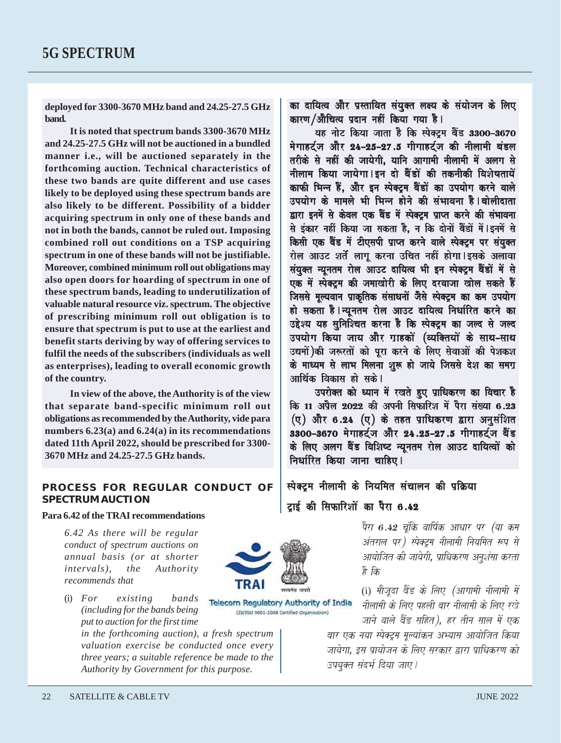# 5G SPECTRUM

**deployed for 3300-3670 MHz band and 24.25-27.5 GHz band.**

**It is noted that spectrum bands 3300-3670 MHz and 24.25-27.5 GHz will not be auctioned in a bundled manner i.e., will be auctioned separately in the forthcoming auction. Technical characteristics of these two bands are quite different and use cases likely to be deployed using these spectrum bands are also likely to be different. Possibility of a bidder acquiring spectrum in only one of these bands and not in both the bands, cannot be ruled out. Imposing combined roll out conditions on a TSP acquiring spectrum in one of these bands will not be justifiable. Moreover, combined minimum roll out obligations may also open doors for hoarding of spectrum in one of these spectrum bands, leading to underutilization of valuable natural resource viz. spectrum. The objective of prescribing minimum roll out obligation is to ensure that spectrum is put to use at the earliest and benefit starts deriving by way of offering services to fulfil the needs of the subscribers (individuals as well as enterprises), leading to overall economic growth of the country.**

**In view of the above, the Authority is of the view that separate band-specific minimum roll out obligations as recommended by the Authority, vide para numbers 6.23(a) and 6.24(a) in its recommendations dated 11th April 2022, should be prescribed for 3300-3670 MHz and 24.25-27.5 GHz bands.**

**का दायित्व और प्रस्तावित संयुक्त लक्ष्य के संयोजन के लिए कारण/औचित्य प्रदान नहीं किया गया है।**

**यह नोट किया जाता है कि स्पेक्ट्रम बैंड 3300-3670 मेगाहर्ट्ज और 24.25-27.5 गीगाहर्ट्ज की नीलामी बंडल तरीके से नहीं की जायेगी, यानि आगामी नीलामी में अलग से नीलाम किया जायेगा। इन दो बैंडों की तकनीकी विशेषतायें काफी भिन्न हैं, और इन स्पेक्ट्रम बैंडों का उपयोग करने वाले उपयोग के मामले भी भिन्न होने की संभावना है। बोलीदाता द्वारा इनमें से केवल एक बैंड में स्पेक्ट्रम प्राप्त करने की संभावना से इंकार नहीं किया जा सकता है, न कि दोनों बैंडों में। इनमें से किसी एक बैंड में टीएसपी प्राप्त करने वाले स्पेक्ट्रम पर संयुक्त रोल आउट शर्तें लागू करना उचित नहीं होगा। इसके अलावा संयुक्त न्यूनतम रोल आउट दायित्व भी इन स्पेक्ट्रम बैंडों में से एक में स्पेक्ट्रम की जमाखोरी के लिए दरवाजा खोल सकते हैं जिससे मूल्यवान प्राकृतिक संसाधनों जैसे स्पेक्ट्रम का कम उपयोग हो सकता है। न्यूनतम रोल आउट दायित्व निर्धारित करने का उद्देश्य यह सुनिश्चित करना है कि स्पेक्ट्रम का जल्द से जल्द उपयोग किया जाय और ग्राहकों (व्यक्तियों के साथ-साथ उद्यमों)की जरूरतों को पूरा करने के लिए सेवाओं की पेशकश के माध्यम से लाभ मिलना शुरू हो जाये जिससे देश का समग्र आर्थिक विकास हो सके।**

**उपरोक्त को ध्यान में रखते हुए प्राधिकरण का विचार है कि 11 अप्रैल 2022 की अपनी सिफारिश में पैरा संख्या 6.23 (ए) और 6.24 (ए) के तहत प्राधिकरण द्वारा अनुसंशित 3300-3670 मेगाहर्ट्ज और 24.25-27.5 गीगाहर्ट्ज बैंड के लिए अलग बैंड विशिष्ट न्यूनतम रोल आउट दायित्वों को निर्धारित किया जाना चाहिए।**

## PROCESS FOR REGULAR CONDUCT OF SPECTRUM AUCTION

**Para 6.42 of the TRAI recommendations**

*6.42 As there will be regular conduct of spectrum auctions on annual basis (or at shorter intervals), the Authority recommends that*

*(i) For existing bands (including for the bands being put to auction for the first time in the forthcoming auction), a fresh spectrum valuation exercise be conducted once every three years; a suitable reference be made to the Authority by Government for this purpose.*

## स्पेक्ट्रम नीलामी के नियमित संचालन की प्रक्रिया

**ट्राई की सिफारिशों का पैरा 6.42**

*पैरा 6.42 चूंकि वार्षिक आधार पर (या कम अंतराल पर) स्पेक्ट्रम नीलामी नियमित रूप से आयोजित की जायेगी, प्राधिकरण अनुशंसा करता है कि*

*(i) मौजूदा बैंड के लिए (आगामी नीलामी में नीलामी के लिए पहली बार नीलामी के लिए रखे जाने वाले बैंड सहित), हर तीन साल में एक बार एक नया स्पेक्ट्रम मूल्यांकन अभ्यास आयोजित किया जायेगा, इस प्रायोजन के लिए सरकार द्वारा प्राधिकरण को उपयुक्त संदर्भ दिया जाए।*

TRAI
Telecom Regulatory Authority of India
(IS/ISO 9001-2008 Certified Organisation)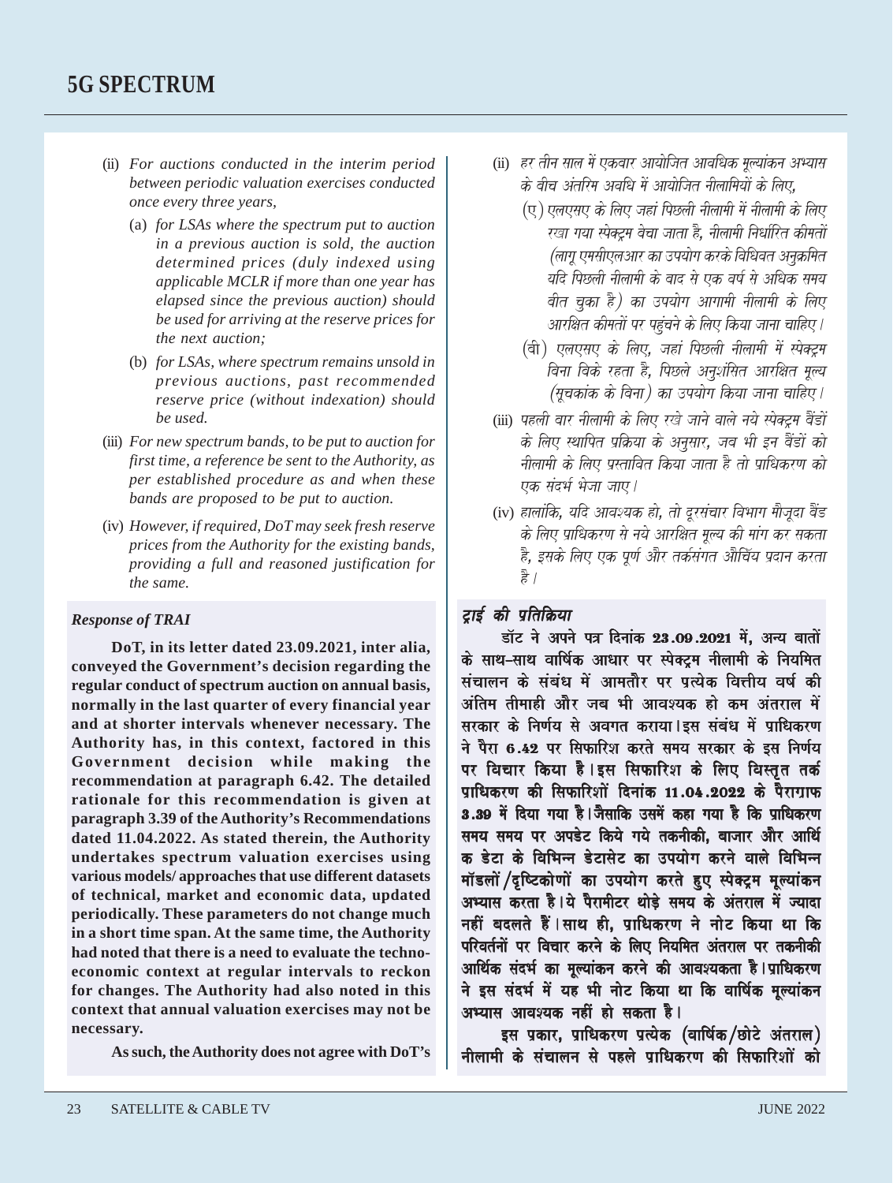# 5G SPECTRUM

(ii) *For auctions conducted in the interim period between periodic valuation exercises conducted once every three years,*

(a) *for LSAs where the spectrum put to auction in a previous auction is sold, the auction determined prices (duly indexed using applicable MCLR if more than one year has elapsed since the previous auction) should be used for arriving at the reserve prices for the next auction;*

(b) *for LSAs, where spectrum remains unsold in previous auctions, past recommended reserve price (without indexation) should be used.*

(iii) *For new spectrum bands, to be put to auction for first time, a reference be sent to the Authority, as per established procedure as and when these bands are proposed to be put to auction.*

(iv) *However, if required, DoT may seek fresh reserve prices from the Authority for the existing bands, providing a full and reasoned justification for the same.*

### *Response of TRAI*

**DoT, in its letter dated 23.09.2021, inter alia, conveyed the Government's decision regarding the regular conduct of spectrum auction on annual basis, normally in the last quarter of every financial year and at shorter intervals whenever necessary. The Authority has, in this context, factored in this Government decision while making the recommendation at paragraph 6.42. The detailed rationale for this recommendation is given at paragraph 3.39 of the Authority's Recommendations dated 11.04.2022. As stated therein, the Authority undertakes spectrum valuation exercises using various models/ approaches that use different datasets of technical, market and economic data, updated periodically. These parameters do not change much in a short time span. At the same time, the Authority had noted that there is a need to evaluate the techno-economic context at regular intervals to reckon for changes. The Authority had also noted in this context that annual valuation exercises may not be necessary.**

**As such, the Authority does not agree with DoT's**

(ii) *हर तीन साल में एकबार आयोजित आवधिक मूल्यांकन अभ्यास के बीच अंतरिम अवधि में आयोजित नीलामियों के लिए,*

(ए) *एलएसए के लिए जहां पिछली नीलामी में नीलामी के लिए रखा गया स्पेक्ट्रम बेचा जाता है, नीलामी निर्धारित कीमतों (लागू एमसीएलआर का उपयोग करके विधिवत अनुक्रमित यदि पिछली नीलामी के बाद से एक वर्ष से अधिक समय बीत चुका है) का उपयोग आगामी नीलामी के लिए आरक्षित कीमतों पर पहुंचने के लिए किया जाना चाहिए।*

(बी) *एलएसए के लिए, जहां पिछली नीलामी में स्पेक्ट्रम बिना बिके रहता है, पिछले अनुशंसित आरक्षित मूल्य (सूचकांक के बिना) का उपयोग किया जाना चाहिए।*

(iii) *पहली बार नीलामी के लिए रखे जाने वाले नये स्पेक्ट्रम बैंडों के लिए स्थापित प्रक्रिया के अनुसार, जब भी इन बैंडों को नीलामी के लिए प्रस्तावित किया जाता है तो प्राधिकरण को एक संदर्भ भेजा जाए।*

(iv) *हालांकि, यदि आवश्यक हो, तो दूरसंचार विभाग मौजूदा बैंड के लिए प्राधिकरण से नये आरक्षित मूल्य की मांग कर सकता है, इसके लिए एक पूर्ण और तर्कसंगत औचित्य प्रदान करता है।*

### *ट्राई की प्रतिक्रिया*

**डॉट ने अपने पत्र दिनांक 23.09.2021 में, अन्य बातों के साथ-साथ वार्षिक आधार पर स्पेक्ट्रम नीलामी के नियमित संचालन के संबंध में आमतौर पर प्रत्येक वित्तीय वर्ष की अंतिम तीमाही और जब भी आवश्यक हो कम अंतराल में सरकार के निर्णय से अवगत कराया। इस संबंध में प्राधिकरण ने पैरा 6.42 पर सिफारिश करते समय सरकार के इस निर्णय पर विचार किया है। इस सिफारिश के लिए विस्तृत तर्क प्राधिकरण की सिफारिशों दिनांक 11.04.2022 के पैराग्राफ 3.39 में दिया गया है। जैसाकि उसमें कहा गया है कि प्राधिकरण समय समय पर अपडेट किये गये तकनीकी, बाजार और आर्थिक डेटा के विभिन्न डेटासेट का उपयोग करने वाले विभिन्न मॉडलों/दृष्टिकोणों का उपयोग करते हुए स्पेक्ट्रम मूल्यांकन अभ्यास करता है। ये पैरामीटर थोड़े समय के अंतराल में ज्यादा नहीं बदलते हैं। साथ ही, प्राधिकरण ने नोट किया था कि परिवर्तनों पर विचार करने के लिए नियमित अंतराल पर तकनीकी आर्थिक संदर्भ का मूल्यांकन करने की आवश्यकता है। प्राधिकरण ने इस संदर्भ में यह भी नोट किया था कि वार्षिक मूल्यांकन अभ्यास आवश्यक नहीं हो सकता है।**

**इस प्रकार, प्राधिकरण प्रत्येक (वार्षिक/छोटे अंतराल) नीलामी के संचालन से पहले प्राधिकरण की सिफारिशों को**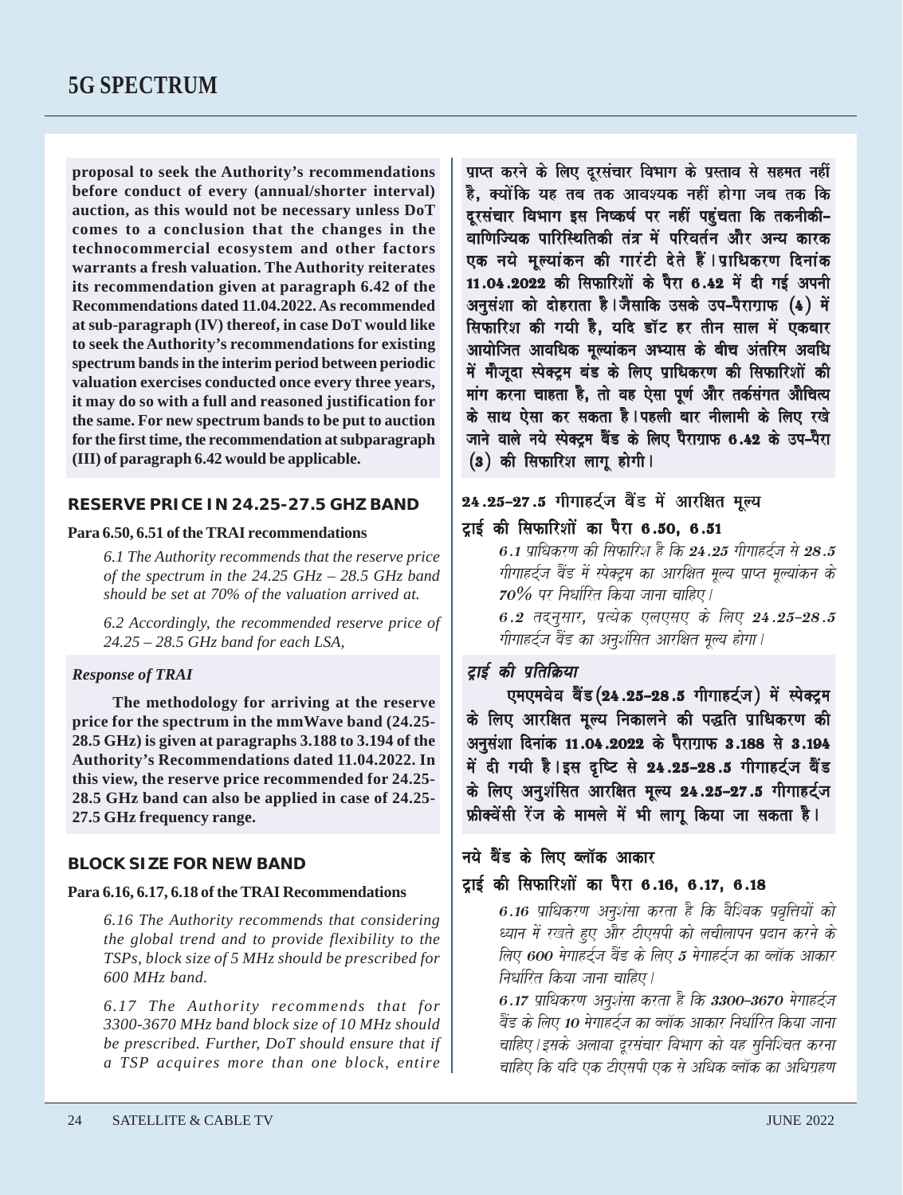proposal to seek the Authority's recommendations before conduct of every (annual/shorter interval) auction, as this would not be necessary unless DoT comes to a conclusion that the changes in the technocommercial ecosystem and other factors warrants a fresh valuation. The Authority reiterates its recommendation given at paragraph 6.42 of the Recommendations dated 11.04.2022. As recommended at sub-paragraph (IV) thereof, in case DoT would like to seek the Authority's recommendations for existing spectrum bands in the interim period between periodic valuation exercises conducted once every three years, it may do so with a full and reasoned justification for the same. For new spectrum bands to be put to auction for the first time, the recommendation at subparagraph (III) of paragraph 6.42 would be applicable.

## RESERVE PRICE IN 24.25-27.5 GHZ BAND

**Para 6.50, 6.51 of the TRAI recommendations**

*6.1 The Authority recommends that the reserve price of the spectrum in the 24.25 GHz – 28.5 GHz band should be set at 70% of the valuation arrived at.*

*6.2 Accordingly, the recommended reserve price of 24.25 – 28.5 GHz band for each LSA,*

***Response of TRAI***

**The methodology for arriving at the reserve price for the spectrum in the mmWave band (24.25-28.5 GHz) is given at paragraphs 3.188 to 3.194 of the Authority's Recommendations dated 11.04.2022. In this view, the reserve price recommended for 24.25-28.5 GHz band can also be applied in case of 24.25-27.5 GHz frequency range.**

## BLOCK SIZE FOR NEW BAND

**Para 6.16, 6.17, 6.18 of the TRAI Recommendations**

*6.16 The Authority recommends that considering the global trend and to provide flexibility to the TSPs, block size of 5 MHz should be prescribed for 600 MHz band.*

*6.17 The Authority recommends that for 3300-3670 MHz band block size of 10 MHz should be prescribed. Further, DoT should ensure that if a TSP acquires more than one block, entire*

प्राप्त करने के लिए दूरसंचार विभाग के प्रस्ताव से सहमत नहीं है, क्योंकि यह तब तक आवश्यक नहीं होगा जब तक कि दूरसंचार विभाग इस निष्कर्ष पर नहीं पहुंचता कि तकनीकी–वाणिज्यिक पारिस्थितिकी तंत्र में परिवर्तन और अन्य कारक एक नये मूल्यांकन की गारंटी देते हैं। प्राधिकरण दिनांक 11.04.2022 की सिफारिशों के पैरा 6.42 में दी गई अपनी अनुसंशा को दोहराता है। जैसाकि उसके उप–पैराग्राफ (4) में सिफारिश की गयी है, यदि डॉट हर तीन साल में एकबार आयोजित आवधिक मूल्यांकन अभ्यास के बीच अंतरिम अवधि में मौजूदा स्पेक्ट्रम बंड के लिए प्राधिकरण की सिफारिशों की मांग करना चाहता है, तो वह ऐसा पूर्ण और तर्कसंगत औचित्य के साथ ऐसा कर सकता है। पहली बार नीलामी के लिए रखे जाने वाले नये स्पेक्ट्रम बैंड के लिए पैराग्राफ 6.42 के उप–पैरा (3) की सिफारिश लागू होगी।

## 24.25–27.5 गीगाहर्ट्ज बैंड में आरक्षित मूल्य

**ट्राई की सिफारिशों का पैरा 6.50, 6.51**

*6.1 प्राधिकरण की सिफारिश है कि 24.25 गीगाहर्ट्ज से 28.5 गीगाहर्ट्ज बैंड में स्पेक्ट्रम का आरक्षित मूल्य प्राप्त मूल्यांकन के 70% पर निर्धारित किया जाना चाहिए।*

*6.2 तदनुसार, प्रत्येक एलएसए के लिए 24.25–28.5 गीगाहर्ट्ज बैंड का अनुशंसित आरक्षित मूल्य होगा।*

***ट्राई की प्रतिक्रिया***

**एमएमवेव बैंड (24.25–28.5 गीगाहर्ट्ज) में स्पेक्ट्रम के लिए आरक्षित मूल्य निकालने की पद्धति प्राधिकरण की अनुसंशा दिनांक 11.04.2022 के पैराग्राफ 3.188 से 3.194 में दी गयी है। इस दृष्टि से 24.25–28.5 गीगाहर्ट्ज बैंड के लिए अनुशंसित आरक्षित मूल्य 24.25–27.5 गीगाहर्ट्ज फ्रीक्वेंसी रेंज के मामले में भी लागू किया जा सकता है।**

## नये बैंड के लिए ब्लॉक आकार

**ट्राई की सिफारिशों का पैरा 6.16, 6.17, 6.18**

*6.16 प्राधिकरण अनुशंसा करता है कि वैश्विक प्रवृत्तियों को ध्यान में रखते हुए और टीएसपी को लचीलापन प्रदान करने के लिए 600 मेगाहर्ट्ज बैंड के लिए 5 मेगाहर्ट्ज का ब्लॉक आकार निर्धारित किया जाना चाहिए।*

*6.17 प्राधिकरण अनुशंसा करता है कि 3300–3670 मेगाहर्ट्ज बैंड के लिए 10 मेगाहर्ट्ज का ब्लॉक आकार निर्धारित किया जाना चाहिए। इसके अलावा दूरसंचार विभाग को यह सुनिश्चित करना चाहिए कि यदि एक टीएसपी एक से अधिक ब्लॉक का अधिग्रहण*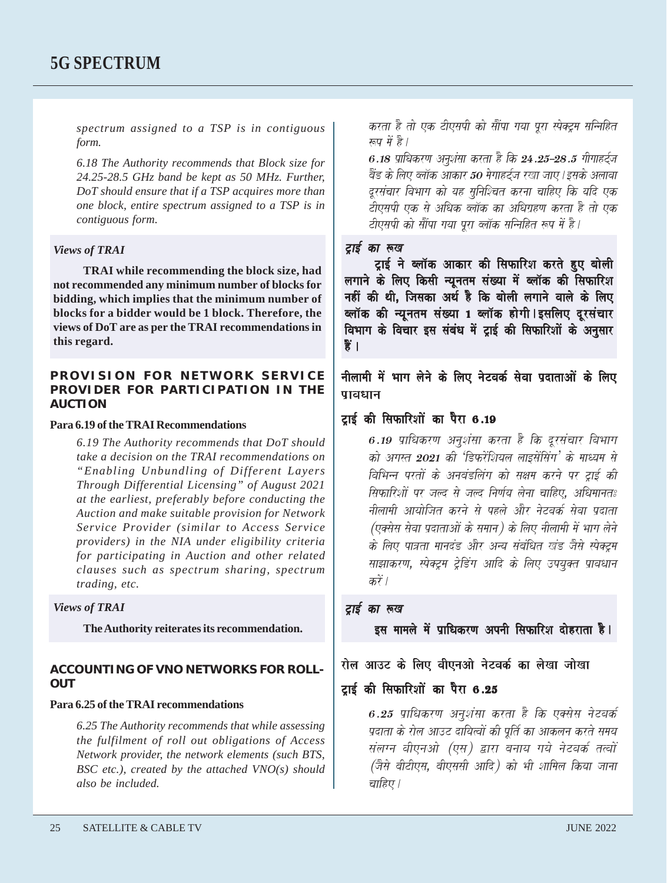*spectrum assigned to a TSP is in contiguous form.*

*6.18 The Authority recommends that Block size for 24.25-28.5 GHz band be kept as 50 MHz. Further, DoT should ensure that if a TSP acquires more than one block, entire spectrum assigned to a TSP is in contiguous form.*

*Views of TRAI*

**TRAI while recommending the block size, had not recommended any minimum number of blocks for bidding, which implies that the minimum number of blocks for a bidder would be 1 block. Therefore, the views of DoT are as per the TRAI recommendations in this regard.**

## PROVISION FOR NETWORK SERVICE PROVIDER FOR PARTICIPATION IN THE AUCTION

**Para 6.19 of the TRAI Recommendations**

*6.19 The Authority recommends that DoT should take a decision on the TRAI recommendations on "Enabling Unbundling of Different Layers Through Differential Licensing" of August 2021 at the earliest, preferably before conducting the Auction and make suitable provision for Network Service Provider (similar to Access Service providers) in the NIA under eligibility criteria for participating in Auction and other related clauses such as spectrum sharing, spectrum trading, etc.*

*Views of TRAI*

**The Authority reiterates its recommendation.**

## ACCOUNTING OF VNO NETWORKS FOR ROLL-OUT

**Para 6.25 of the TRAI recommendations**

*6.25 The Authority recommends that while assessing the fulfilment of roll out obligations of Access Network provider, the network elements (such BTS, BSC etc.), created by the attached VNO(s) should also be included.*

*करता है तो एक टीएसपी को सौंपा गया पूरा स्पेक्ट्रम सन्निहित रूप में है।*

*6.18 प्राधिकरण अनुशंसा करता है कि 24.25-28.5 गीगाहर्ट्ज बैंड के लिए ब्लॉक आकार 50 मेगाहर्ट्ज रखा जाए। इसके अलावा दूरसंचार विभाग को यह सुनिश्चित करना चाहिए कि यदि एक टीएसपी एक से अधिक ब्लॉक का अधिग्रहण करता है तो एक टीएसपी को सौंपा गया पूरा ब्लॉक सन्निहित रूप में है।*

*ट्राई का रूख*

**ट्राई ने ब्लॉक आकार की सिफारिश करते हुए बोली लगाने के लिए किसी न्यूनतम संख्या में ब्लॉक की सिफारिश नहीं की थी, जिसका अर्थ है कि बोली लगाने वाले के लिए ब्लॉक की न्यूनतम संख्या 1 ब्लॉक होगी। इसलिए दूरसंचार विभाग के विचार इस संबंध में ट्राई की सिफारिशों के अनुसार हैं।**

## नीलामी में भाग लेने के लिए नेटवर्क सेवा प्रदाताओं के लिए प्रावधान

### ट्राई की सिफारिशों का पैरा 6.19

*6.19 प्राधिकरण अनुशंसा करता है कि दूरसंचार विभाग को अगस्त 2021 की 'डिफरेंशियल लाइसेंसिंग' के माध्यम से विभिन्न परतों के अनबंडलिंग को सक्षम करने पर ट्राई की सिफारिशों पर जल्द से जल्द निर्णय लेना चाहिए, अधिमानतः नीलामी आयोजित करने से पहले और नेटवर्क सेवा प्रदाता (एक्सेस सेवा प्रदाताओं के समान) के लिए नीलामी में भाग लेने के लिए पात्रता मानदंड और अन्य संबंधित खंड जैसे स्पेक्ट्रम साझाकरण, स्पेक्ट्रम ट्रेडिंग आदि के लिए उपयुक्त प्रावधान करें।*

*ट्राई का रूख*

**इस मामले में प्राधिकरण अपनी सिफारिश दोहराता है।**

## रोल आउट के लिए वीएनओ नेटवर्क का लेखा जोखा

### ट्राई की सिफारिशों का पैरा 6.25

*6.25 प्राधिकरण अनुशंसा करता है कि एक्सेस नेटवर्क प्रदाता के रोल आउट दायित्वों की पूर्ति का आकलन करते समय संलग्न वीएनओ (एस) द्वारा बनाय गये नेटवर्क तत्वों (जैसे बीटीएस, बीएससी आदि) को भी शामिल किया जाना चाहिए।*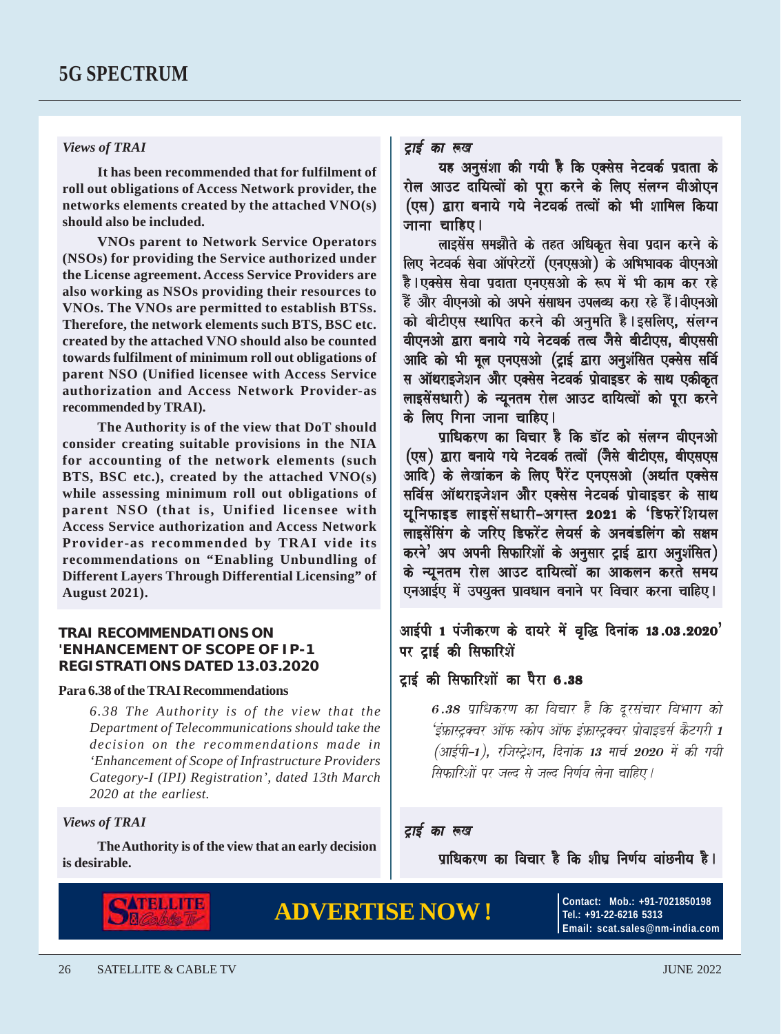## 5G SPECTRUM

*Views of TRAI*

**It has been recommended that for fulfilment of roll out obligations of Access Network provider, the networks elements created by the attached VNO(s) should also be included.**

**VNOs parent to Network Service Operators (NSOs) for providing the Service authorized under the License agreement. Access Service Providers are also working as NSOs providing their resources to VNOs. The VNOs are permitted to establish BTSs. Therefore, the network elements such BTS, BSC etc. created by the attached VNO should also be counted towards fulfilment of minimum roll out obligations of parent NSO (Unified licensee with Access Service authorization and Access Network Provider-as recommended by TRAI).**

**The Authority is of the view that DoT should consider creating suitable provisions in the NIA for accounting of the network elements (such BTS, BSC etc.), created by the attached VNO(s) while assessing minimum roll out obligations of parent NSO (that is, Unified licensee with Access Service authorization and Access Network Provider-as recommended by TRAI vide its recommendations on "Enabling Unbundling of Different Layers Through Differential Licensing" of August 2021).**

*ट्राई का रूख*

**यह अनुसंशा की गयी है कि एक्सेस नेटवर्क प्रदाता के रोल आउट दायित्वों को पूरा करने के लिए संलग्न वीओएन (एस) द्वारा बनाये गये नेटवर्क तत्वों को भी शामिल किया जाना चाहिए।**

लाइसेंस समझौते के तहत अधिकृत सेवा प्रदान करने के लिए नेटवर्क सेवा ऑपरेटरों (एनएसओ) के अभिभावक वीएनओ है। एक्सेस सेवा प्रदाता एनएसओ के रूप में भी काम कर रहे हैं और वीएनओ को अपने संसाधन उपलब्ध करा रहे हैं। वीएनओ को बीटीएस स्थापित करने की अनुमति है। इसलिए, संलग्न वीएनओ द्वारा बनाये गये नेटवर्क तत्व जैसे बीटीएस, बीएससी आदि को भी मूल एनएसओ (ट्राई द्वारा अनुशंसित एक्सेस सर्विस ऑथराइजेशन और एक्सेस नेटवर्क प्रोवाइडर के साथ एकीकृत लाइसेंसधारी) के न्यूनतम रोल आउट दायित्वों को पूरा करने के लिए गिना जाना चाहिए।

प्राधिकरण का विचार है कि डॉट को संलग्न वीएनओ (एस) द्वारा बनाये गये नेटवर्क तत्वों (जैसे बीटीएस, बीएसएस आदि) के लेखांकन के लिए पैरेंट एनएसओ (अर्थात एक्सेस सर्विस ऑथराइजेशन और एक्सेस नेटवर्क प्रोवाइडर के साथ यूनिफाइड लाइसेंसधारी-अगस्त 2021 के 'डिफरेंशियल लाइसेंसिंग के जरिए डिफरेंट लेयर्स के अनबंडलिंग को सक्षम करने' अप अपनी सिफारिशों के अनुसार ट्राई द्वारा अनुशंसित) के न्यूनतम रोल आउट दायित्वों का आकलन करते समय एनआईए में उपयुक्त प्रावधान बनाने पर विचार करना चाहिए।

### TRAI RECOMMENDATIONS ON 'ENHANCEMENT OF SCOPE OF IP-1 REGISTRATIONS DATED 13.03.2020

**Para 6.38 of the TRAI Recommendations**

> *6.38 The Authority is of the view that the Department of Telecommunications should take the decision on the recommendations made in 'Enhancement of Scope of Infrastructure Providers Category-I (IPI) Registration', dated 13th March 2020 at the earliest.*

*Views of TRAI*

**The Authority is of the view that an early decision is desirable.**

### आईपी 1 पंजीकरण के दायरे में वृद्धि दिनांक 13.03.2020' पर ट्राई की सिफारिशें

**ट्राई की सिफारिशों का पैरा 6.38**

> *6.38 प्राधिकरण का विचार है कि दूरसंचार विभाग को 'इंफ्रास्ट्रक्चर ऑफ स्कोप ऑफ इंफ्रास्ट्रक्चर प्रोवाइडर्स कैटगरी 1 (आईपी-1), रजिस्ट्रेशन, दिनांक 13 मार्च 2020 में की गयी सिफारिशों पर जल्द से जल्द निर्णय लेना चाहिए।*

*ट्राई का रूख*

**प्राधिकरण का विचार है कि शीघ्र निर्णय वांछनीय है।**

**ADVERTISE NOW!**

Contact: Mob.: +91-7021850198
Tel.: +91-22-6216 5313
Email: scat.sales@nm-india.com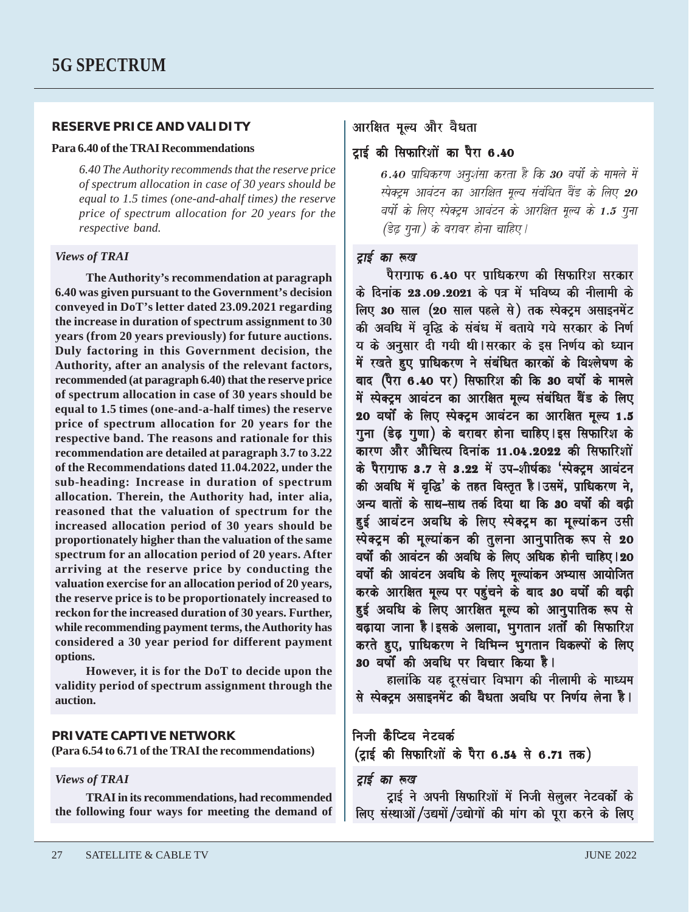# 5G SPECTRUM

## RESERVE PRICE AND VALIDITY

### Para 6.40 of the TRAI Recommendations

*6.40 The Authority recommends that the reserve price of spectrum allocation in case of 30 years should be equal to 1.5 times (one-and-ahalf times) the reserve price of spectrum allocation for 20 years for the respective band.*

### *Views of TRAI*

**The Authority's recommendation at paragraph 6.40 was given pursuant to the Government's decision conveyed in DoT's letter dated 23.09.2021 regarding the increase in duration of spectrum assignment to 30 years (from 20 years previously) for future auctions. Duly factoring in this Government decision, the Authority, after an analysis of the relevant factors, recommended (at paragraph 6.40) that the reserve price of spectrum allocation in case of 30 years should be equal to 1.5 times (one-and-a-half times) the reserve price of spectrum allocation for 20 years for the respective band. The reasons and rationale for this recommendation are detailed at paragraph 3.7 to 3.22 of the Recommendations dated 11.04.2022, under the sub-heading: Increase in duration of spectrum allocation. Therein, the Authority had, inter alia, reasoned that the valuation of spectrum for the increased allocation period of 30 years should be proportionately higher than the valuation of the same spectrum for an allocation period of 20 years. After arriving at the reserve price by conducting the valuation exercise for an allocation period of 20 years, the reserve price is to be proportionately increased to reckon for the increased duration of 30 years. Further, while recommending payment terms, the Authority has considered a 30 year period for different payment options.**

**However, it is for the DoT to decide upon the validity period of spectrum assignment through the auction.**

## आरक्षित मूल्य और वैधता

### ट्राई की सिफारिशों का पैरा 6.40

*6.40 प्राधिकरण अनुशंसा करता है कि 30 वर्षों के मामले में स्पेक्ट्रम आवंटन का आरक्षित मूल्य संबंधित बैंड के लिए 20 वर्षों के लिए स्पेक्ट्रम आवंटन के आरक्षित मूल्य के 1.5 गुना (डेढ़ गुना) के बराबर होना चाहिए।*

### *ट्राई का रूख*

**पैराग्राफ 6.40 पर प्राधिकरण की सिफारिश सरकार के दिनांक 23.09.2021 के पत्र में भविष्य की नीलामी के लिए 30 साल (20 साल पहले से) तक स्पेक्ट्रम असाइनमेंट की अवधि में वृद्धि के संबंध में बताये गये सरकार के निर्णय के अनुसार दी गयी थी। सरकार के इस निर्णय को ध्यान में रखते हुए प्राधिकरण ने संबंधित कारकों के विश्लेषण के बाद (पैरा 6.40 पर) सिफारिश की कि 30 वर्षों के मामले में स्पेक्ट्रम आवंटन का आरक्षित मूल्य संबंधित बैंड के लिए 20 वर्षों के लिए स्पेक्ट्रम आवंटन का आरक्षित मूल्य 1.5 गुना (डेढ़ गुणा) के बराबर होना चाहिए। इस सिफारिश के कारण और औचित्य दिनांक 11.04.2022 की सिफारिशों के पैराग्राफ 3.7 से 3.22 में उप-शीर्षकः 'स्पेक्ट्रम आवंटन की अवधि में वृद्धि' के तहत विस्तृत है। उसमें, प्राधिकरण ने, अन्य बातों के साथ-साथ तर्क दिया था कि 30 वर्षों की बढ़ी हुई आवंटन अवधि के लिए स्पेक्ट्रम का मूल्यांकन उसी स्पेक्ट्रम की मूल्यांकन की तुलना आनुपातिक रूप से 20 वर्षों की आवंटन की अवधि के लिए अधिक होनी चाहिए। 20 वर्षों की आवंटन अवधि के लिए मूल्यांकन अभ्यास आयोजित करके आरक्षित मूल्य पर पहुंचने के बाद 30 वर्षों की बढ़ी हुई अवधि के लिए आरक्षित मूल्य को आनुपातिक रूप से बढ़ाया जाना है। इसके अलावा, भुगतान शर्तों की सिफारिश करते हुए, प्राधिकरण ने विभिन्न भुगतान विकल्पों के लिए 30 वर्षों की अवधि पर विचार किया है।**

**हालांकि यह दूरसंचार विभाग की नीलामी के माध्यम से स्पेक्ट्रम असाइनमेंट की वैधता अवधि पर निर्णय लेना है।**

## PRIVATE CAPTIVE NETWORK

**(Para 6.54 to 6.71 of the TRAI the recommendations)**

### *Views of TRAI*

**TRAI in its recommendations, had recommended the following four ways for meeting the demand of**

## निजी कैप्टिव नेटवर्क

**(ट्राई की सिफारिशों के पैरा 6.54 से 6.71 तक)**

### *ट्राई का रूख*

ट्राई ने अपनी सिफारिशों में निजी सेलुलर नेटवर्कों के लिए संस्थाओं/उद्यमों/उद्योगों की मांग को पूरा करने के लिए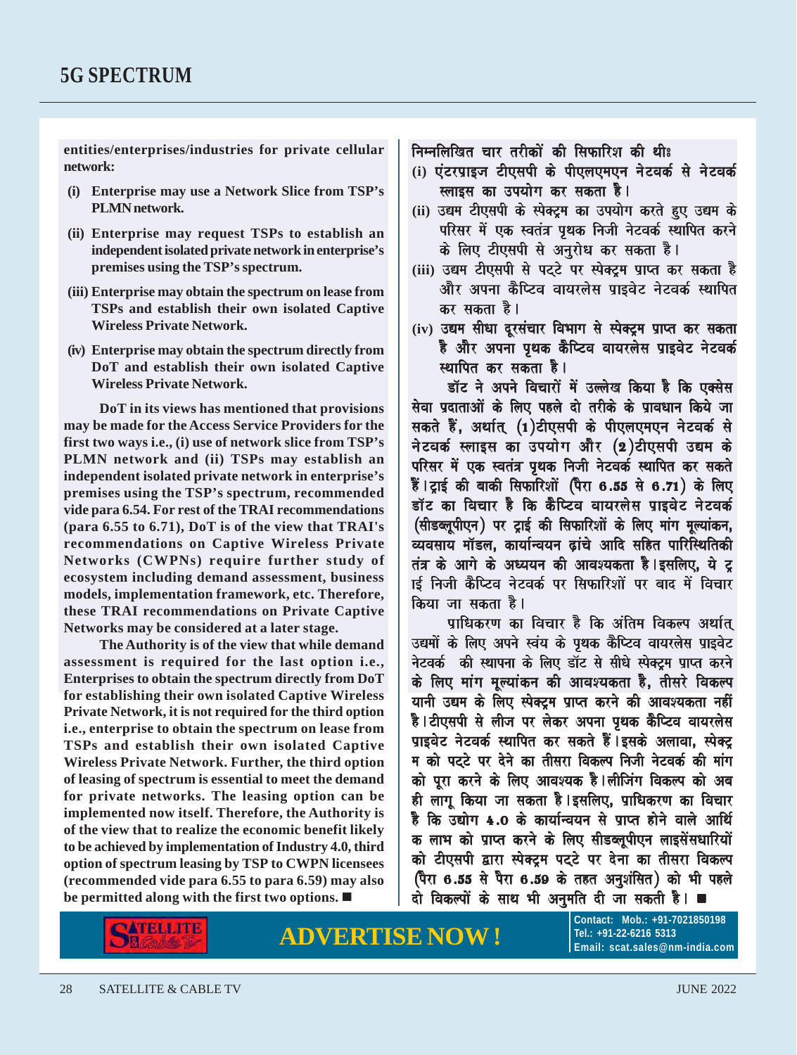entities/enterprises/industries for private cellular network:

- (i) Enterprise may use a Network Slice from TSP's PLMN network.
- (ii) Enterprise may request TSPs to establish an independent isolated private network in enterprise's premises using the TSP's spectrum.
- (iii) Enterprise may obtain the spectrum on lease from TSPs and establish their own isolated Captive Wireless Private Network.
- (iv) Enterprise may obtain the spectrum directly from DoT and establish their own isolated Captive Wireless Private Network.

DoT in its views has mentioned that provisions may be made for the Access Service Providers for the first two ways i.e., (i) use of network slice from TSP's PLMN network and (ii) TSPs may establish an independent isolated private network in enterprise's premises using the TSP's spectrum, recommended vide para 6.54. For rest of the TRAI recommendations (para 6.55 to 6.71), DoT is of the view that TRAI's recommendations on Captive Wireless Private Networks (CWPNs) require further study of ecosystem including demand assessment, business models, implementation framework, etc. Therefore, these TRAI recommendations on Private Captive Networks may be considered at a later stage.

The Authority is of the view that while demand assessment is required for the last option i.e., Enterprises to obtain the spectrum directly from DoT for establishing their own isolated Captive Wireless Private Network, it is not required for the third option i.e., enterprise to obtain the spectrum on lease from TSPs and establish their own isolated Captive Wireless Private Network. Further, the third option of leasing of spectrum is essential to meet the demand for private networks. The leasing option can be implemented now itself. Therefore, the Authority is of the view that to realize the economic benefit likely to be achieved by implementation of Industry 4.0, third option of spectrum leasing by TSP to CWPN licensees (recommended vide para 6.55 to para 6.59) may also be permitted along with the first two options. ■

निम्नलिखित चार तरीकों की सिफारिश की थीः

- (i) एंटरप्राइज टीएसपी के पीएलएमएन नेटवर्क से नेटवर्क स्लाइस का उपयोग कर सकता है।
- (ii) उद्यम टीएसपी के स्पेक्ट्रम का उपयोग करते हुए उद्यम के परिसर में एक स्वतंत्र पृथक निजी नेटवर्क स्थापित करने के लिए टीएसपी से अनुरोध कर सकता है।
- (iii) उद्यम टीएसपी से पट्टे पर स्पेक्ट्रम प्राप्त कर सकता है और अपना कैप्टिव वायरलेस प्राइवेट नेटवर्क स्थापित कर सकता है।
- (iv) उद्यम सीधा दूरसंचार विभाग से स्पेक्ट्रम प्राप्त कर सकता है और अपना पृथक कैप्टिव वायरलेस प्राइवेट नेटवर्क स्थापित कर सकता है।

डॉट ने अपने विचारों में उल्लेख किया है कि एक्सेस सेवा प्रदाताओं के लिए पहले दो तरीके के प्रावधान किये जा सकते हैं, अर्थात् (1)टीएसपी के पीएलएमएन नेटवर्क से नेटवर्क स्लाइस का उपयोग और (2)टीएसपी उद्यम के परिसर में एक स्वतंत्र पृथक निजी नेटवर्क स्थापित कर सकते हैं।ट्राई की बाकी सिफारिशों (पैरा 6.55 से 6.71) के लिए डॉट का विचार है कि कैप्टिव वायरलेस प्राइवेट नेटवर्क (सीडब्लूपीएन) पर ट्राई की सिफारिशों के लिए मांग मूल्यांकन, व्यवसाय मॉडल, कार्यान्वयन ढांचे आदि सहित पारिस्थितिकी तंत्र के आगे के अध्ययन की आवश्यकता है।इसलिए, ये ट्राई निजी कैप्टिव नेटवर्क पर सिफारिशों पर बाद में विचार किया जा सकता है।

प्राधिकरण का विचार है कि अंतिम विकल्प अर्थात् उद्यमों के लिए अपने स्वंय के पृथक कैप्टिव वायरलेस प्राइवेट नेटवर्क की स्थापना के लिए डॉट से सीधे स्पेक्ट्रम प्राप्त करने के लिए मांग मूल्यांकन की आवश्यकता है, तीसरे विकल्प यानी उद्यम के लिए स्पेक्ट्रम प्राप्त करने की आवश्यकता नहीं है।टीएसपी से लीज पर लेकर अपना पृथक कैप्टिव वायरलेस प्राइवेट नेटवर्क स्थापित कर सकते हैं।इसके अलावा, स्पेक्ट्रम को पट्टे पर देने का तीसरा विकल्प निजी नेटवर्क की मांग को पूरा करने के लिए आवश्यक है।लीजिंग विकल्प को अब ही लागू किया जा सकता है।इसलिए, प्राधिकरण का विचार है कि उद्योग 4.0 के कार्यान्वयन से प्राप्त होने वाले आर्थिक लाभ को प्राप्त करने के लिए सीडब्लूपीएन लाइसेंसधारियों को टीएसपी द्वारा स्पेक्ट्रम पट्टे पर देना का तीसरा विकल्प (पैरा 6.55 से पैरा 6.59 के तहत अनुशंसित) को भी पहले दो विकल्पों के साथ भी अनुमति दी जा सकती है। ■

SATELLITE & Cable TV

ADVERTISE NOW!

Contact: Mob.: +91-7021850198
Tel.: +91-22-6216 5313
Email: scat.sales@nm-india.com